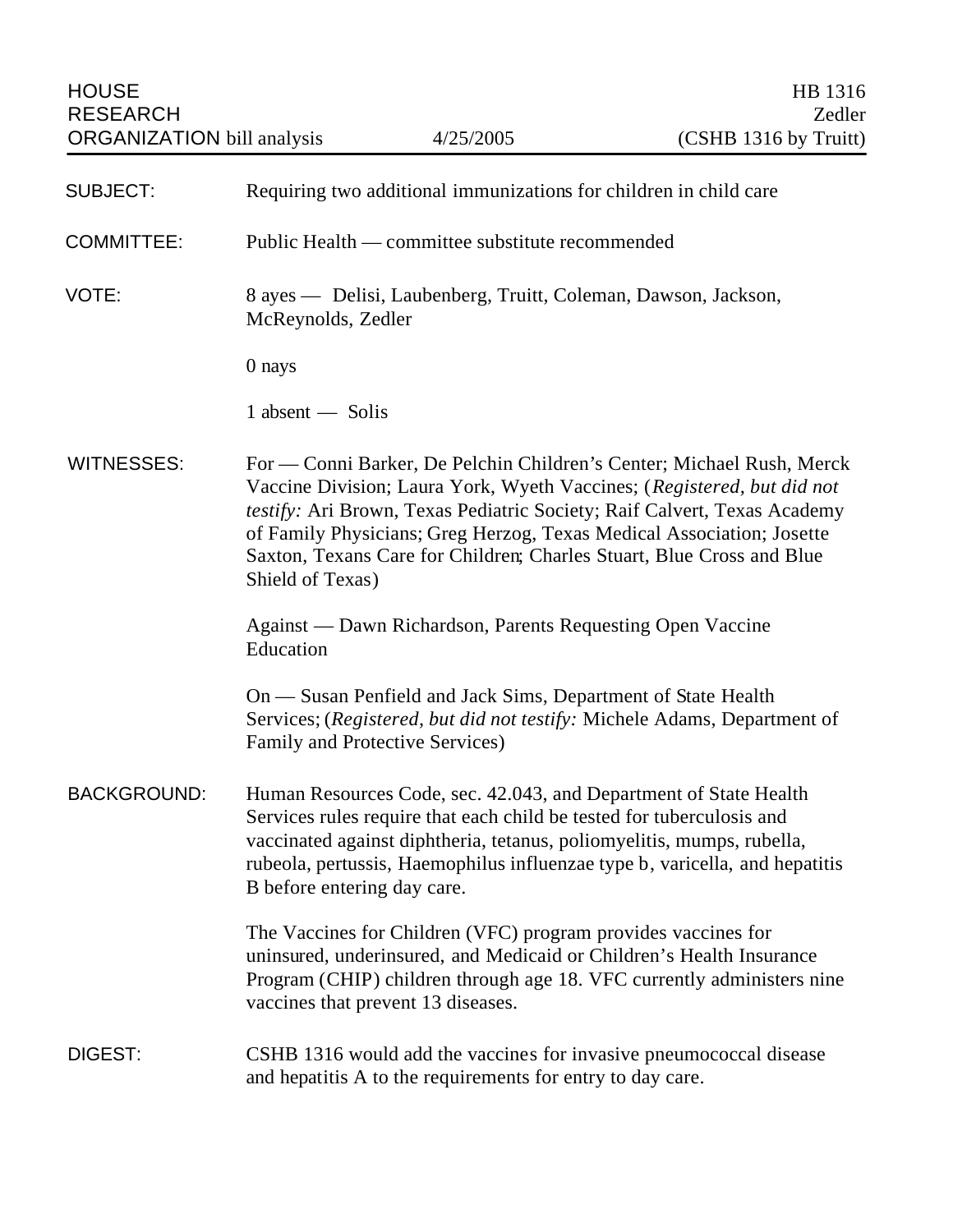HOUSE RESEARCH ORGANIZATION bill analysis | 4/25/2005 | HB 1316 Zedler (CSHB 1316 by Truitt)

**SUBJECT:** Requiring two additional immunizations for children in child care

**COMMITTEE:** Public Health — committee substitute recommended

**VOTE:** 8 ayes — Delisi, Laubenberg, Truitt, Coleman, Dawson, Jackson, McReynolds, Zedler

0 nays

1 absent — Solis

**WITNESSES:** For — Conni Barker, De Pelchin Children's Center; Michael Rush, Merck Vaccine Division; Laura York, Wyeth Vaccines; (*Registered, but did not testify:* Ari Brown, Texas Pediatric Society; Raif Calvert, Texas Academy of Family Physicians; Greg Herzog, Texas Medical Association; Josette Saxton, Texans Care for Children; Charles Stuart, Blue Cross and Blue Shield of Texas)

Against — Dawn Richardson, Parents Requesting Open Vaccine Education

On — Susan Penfield and Jack Sims, Department of State Health Services; (*Registered, but did not testify:* Michele Adams, Department of Family and Protective Services)

**BACKGROUND:** Human Resources Code, sec. 42.043, and Department of State Health Services rules require that each child be tested for tuberculosis and vaccinated against diphtheria, tetanus, poliomyelitis, mumps, rubella, rubeola, pertussis, Haemophilus influenzae type b, varicella, and hepatitis B before entering day care.

The Vaccines for Children (VFC) program provides vaccines for uninsured, underinsured, and Medicaid or Children's Health Insurance Program (CHIP) children through age 18. VFC currently administers nine vaccines that prevent 13 diseases.

**DIGEST:** CSHB 1316 would add the vaccines for invasive pneumococcal disease and hepatitis A to the requirements for entry to day care.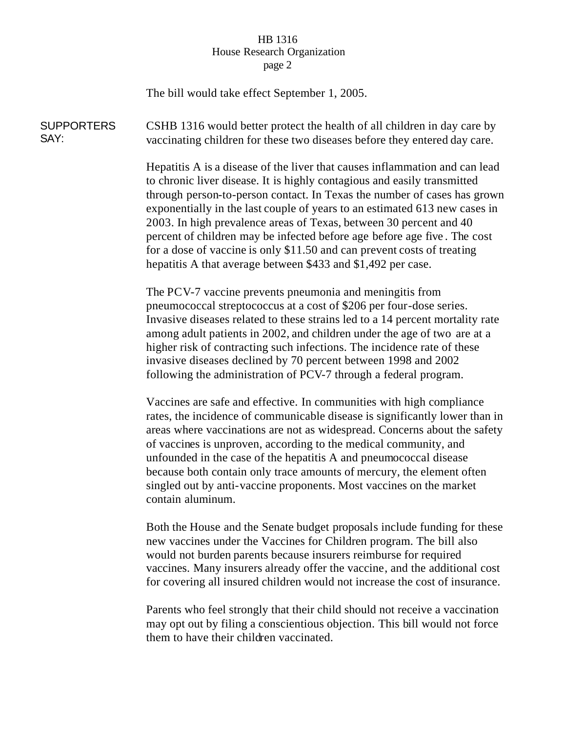The bill would take effect September 1, 2005.

**SUPPORTERS SAY:**

CSHB 1316 would better protect the health of all children in day care by vaccinating children for these two diseases before they entered day care.

Hepatitis A is a disease of the liver that causes inflammation and can lead to chronic liver disease. It is highly contagious and easily transmitted through person-to-person contact. In Texas the number of cases has grown exponentially in the last couple of years to an estimated 613 new cases in 2003. In high prevalence areas of Texas, between 30 percent and 40 percent of children may be infected before age before age five. The cost for a dose of vaccine is only $11.50 and can prevent costs of treating hepatitis A that average between $433 and $1,492 per case.

The PCV-7 vaccine prevents pneumonia and meningitis from pneumococcal streptococcus at a cost of $206 per four-dose series. Invasive diseases related to these strains led to a 14 percent mortality rate among adult patients in 2002, and children under the age of two are at a higher risk of contracting such infections. The incidence rate of these invasive diseases declined by 70 percent between 1998 and 2002 following the administration of PCV-7 through a federal program.

Vaccines are safe and effective. In communities with high compliance rates, the incidence of communicable disease is significantly lower than in areas where vaccinations are not as widespread. Concerns about the safety of vaccines is unproven, according to the medical community, and unfounded in the case of the hepatitis A and pneumococcal disease because both contain only trace amounts of mercury, the element often singled out by anti-vaccine proponents. Most vaccines on the market contain aluminum.

Both the House and the Senate budget proposals include funding for these new vaccines under the Vaccines for Children program. The bill also would not burden parents because insurers reimburse for required vaccines. Many insurers already offer the vaccine, and the additional cost for covering all insured children would not increase the cost of insurance.

Parents who feel strongly that their child should not receive a vaccination may opt out by filing a conscientious objection. This bill would not force them to have their children vaccinated.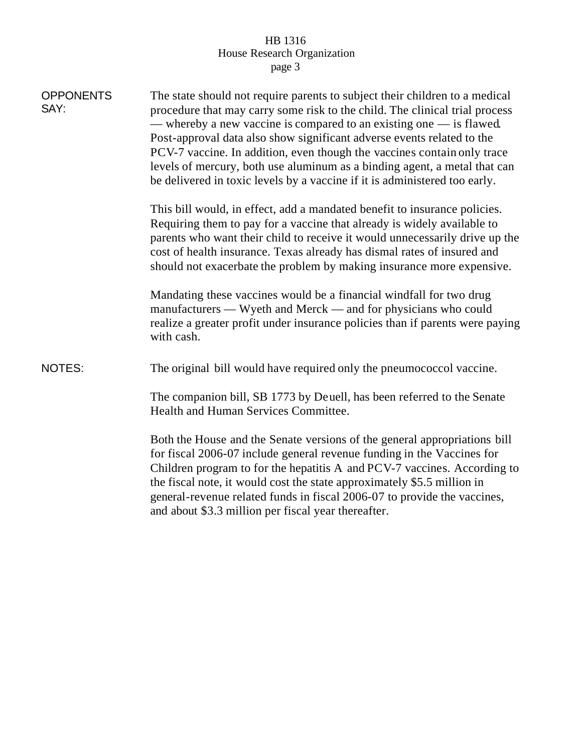**OPPONENTS SAY:**

The state should not require parents to subject their children to a medical procedure that may carry some risk to the child. The clinical trial process — whereby a new vaccine is compared to an existing one — is flawed. Post-approval data also show significant adverse events related to the PCV-7 vaccine. In addition, even though the vaccines contain only trace levels of mercury, both use aluminum as a binding agent, a metal that can be delivered in toxic levels by a vaccine if it is administered too early.

This bill would, in effect, add a mandated benefit to insurance policies. Requiring them to pay for a vaccine that already is widely available to parents who want their child to receive it would unnecessarily drive up the cost of health insurance. Texas already has dismal rates of insured and should not exacerbate the problem by making insurance more expensive.

Mandating these vaccines would be a financial windfall for two drug manufacturers — Wyeth and Merck — and for physicians who could realize a greater profit under insurance policies than if parents were paying with cash.

**NOTES:**

The original bill would have required only the pneumococcol vaccine.

The companion bill, SB 1773 by Deuell, has been referred to the Senate Health and Human Services Committee.

Both the House and the Senate versions of the general appropriations bill for fiscal 2006-07 include general revenue funding in the Vaccines for Children program to for the hepatitis A and PCV-7 vaccines. According to the fiscal note, it would cost the state approximately $5.5 million in general-revenue related funds in fiscal 2006-07 to provide the vaccines, and about $3.3 million per fiscal year thereafter.